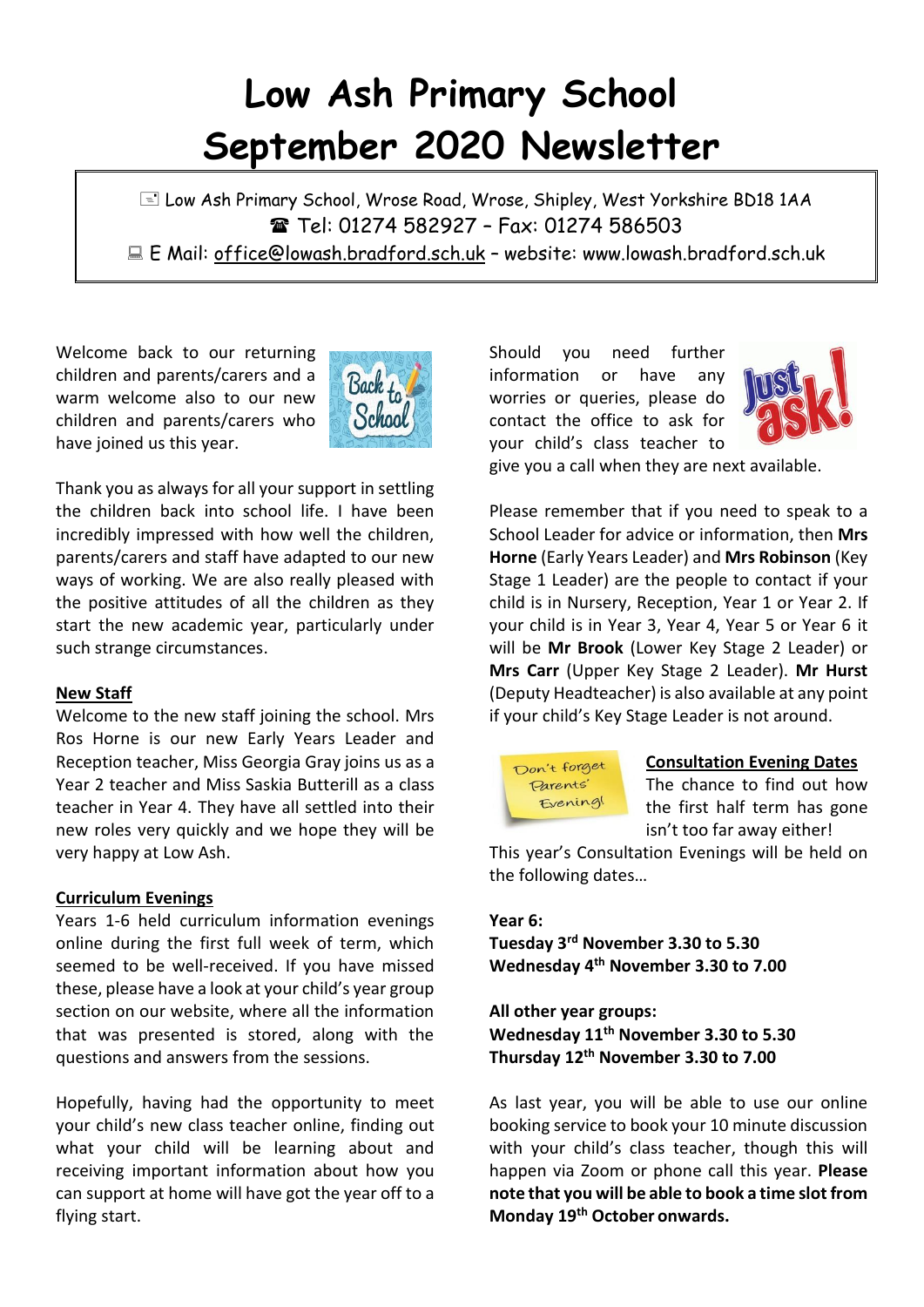# Low Ash Primary School
# September 2020 Newsletter

Low Ash Primary School, Wrose Road, Wrose, Shipley, West Yorkshire BD18 1AA
Tel: 01274 582927 – Fax: 01274 586503
E Mail: office@lowash.bradford.sch.uk – website: www.lowash.bradford.sch.uk

Welcome back to our returning children and parents/carers and a warm welcome also to our new children and parents/carers who have joined us this year.

Thank you as always for all your support in settling the children back into school life. I have been incredibly impressed with how well the children, parents/carers and staff have adapted to our new ways of working. We are also really pleased with the positive attitudes of all the children as they start the new academic year, particularly under such strange circumstances.

## New Staff

Welcome to the new staff joining the school. Mrs Ros Horne is our new Early Years Leader and Reception teacher, Miss Georgia Gray joins us as a Year 2 teacher and Miss Saskia Butterill as a class teacher in Year 4. They have all settled into their new roles very quickly and we hope they will be very happy at Low Ash.

## Curriculum Evenings

Years 1-6 held curriculum information evenings online during the first full week of term, which seemed to be well-received. If you have missed these, please have a look at your child's year group section on our website, where all the information that was presented is stored, along with the questions and answers from the sessions.

Hopefully, having had the opportunity to meet your child's new class teacher online, finding out what your child will be learning about and receiving important information about how you can support at home will have got the year off to a flying start.

Should you need further information or have any worries or queries, please do contact the office to ask for your child's class teacher to give you a call when they are next available.

Please remember that if you need to speak to a School Leader for advice or information, then **Mrs Horne** (Early Years Leader) and **Mrs Robinson** (Key Stage 1 Leader) are the people to contact if your child is in Nursery, Reception, Year 1 or Year 2. If your child is in Year 3, Year 4, Year 5 or Year 6 it will be **Mr Brook** (Lower Key Stage 2 Leader) or **Mrs Carr** (Upper Key Stage 2 Leader). **Mr Hurst** (Deputy Headteacher) is also available at any point if your child's Key Stage Leader is not around.

## Consultation Evening Dates

The chance to find out how the first half term has gone isn't too far away either!

This year's Consultation Evenings will be held on the following dates…

**Year 6:**
**Tuesday 3rd November 3.30 to 5.30**
**Wednesday 4th November 3.30 to 7.00**

**All other year groups:**
**Wednesday 11th November 3.30 to 5.30**
**Thursday 12th November 3.30 to 7.00**

As last year, you will be able to use our online booking service to book your 10 minute discussion with your child's class teacher, though this will happen via Zoom or phone call this year. **Please note that you will be able to book a time slot from Monday 19th October onwards.**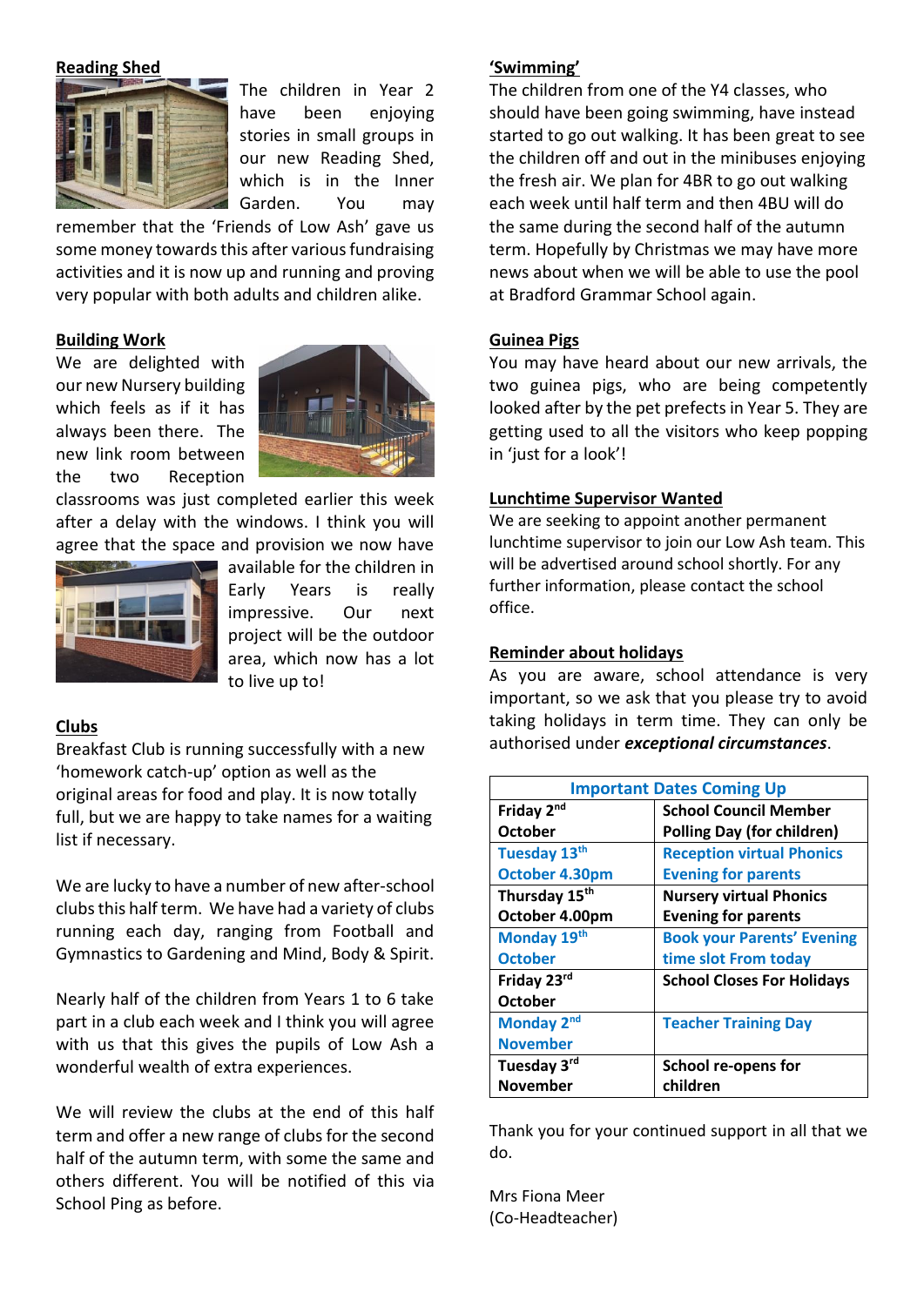**Reading Shed**

The children in Year 2 have been enjoying stories in small groups in our new Reading Shed, which is in the Inner Garden. You may remember that the 'Friends of Low Ash' gave us some money towards this after various fundraising activities and it is now up and running and proving very popular with both adults and children alike.

**Building Work**

We are delighted with our new Nursery building which feels as if it has always been there. The new link room between the two Reception classrooms was just completed earlier this week after a delay with the windows. I think you will agree that the space and provision we now have available for the children in Early Years is really impressive. Our next project will be the outdoor area, which now has a lot to live up to!

**Clubs**

Breakfast Club is running successfully with a new 'homework catch-up' option as well as the original areas for food and play. It is now totally full, but we are happy to take names for a waiting list if necessary.

We are lucky to have a number of new after-school clubs this half term. We have had a variety of clubs running each day, ranging from Football and Gymnastics to Gardening and Mind, Body & Spirit.

Nearly half of the children from Years 1 to 6 take part in a club each week and I think you will agree with us that this gives the pupils of Low Ash a wonderful wealth of extra experiences.

We will review the clubs at the end of this half term and offer a new range of clubs for the second half of the autumn term, with some the same and others different. You will be notified of this via School Ping as before.

**'Swimming'**

The children from one of the Y4 classes, who should have been going swimming, have instead started to go out walking. It has been great to see the children off and out in the minibuses enjoying the fresh air. We plan for 4BR to go out walking each week until half term and then 4BU will do the same during the second half of the autumn term. Hopefully by Christmas we may have more news about when we will be able to use the pool at Bradford Grammar School again.

**Guinea Pigs**

You may have heard about our new arrivals, the two guinea pigs, who are being competently looked after by the pet prefects in Year 5. They are getting used to all the visitors who keep popping in 'just for a look'!

**Lunchtime Supervisor Wanted**

We are seeking to appoint another permanent lunchtime supervisor to join our Low Ash team. This will be advertised around school shortly. For any further information, please contact the school office.

**Reminder about holidays**

As you are aware, school attendance is very important, so we ask that you please try to avoid taking holidays in term time. They can only be authorised under ***exceptional circumstances***.

| **Important Dates Coming Up** | |
|---|---|
| **Friday 2nd October** | **School Council Member Polling Day (for children)** |
| **Tuesday 13th October 4.30pm** | **Reception virtual Phonics Evening for parents** |
| **Thursday 15th October 4.00pm** | **Nursery virtual Phonics Evening for parents** |
| **Monday 19th October** | **Book your Parents' Evening time slot From today** |
| **Friday 23rd October** | **School Closes For Holidays** |
| **Monday 2nd November** | **Teacher Training Day** |
| **Tuesday 3rd November** | **School re-opens for children** |

Thank you for your continued support in all that we do.

Mrs Fiona Meer
(Co-Headteacher)